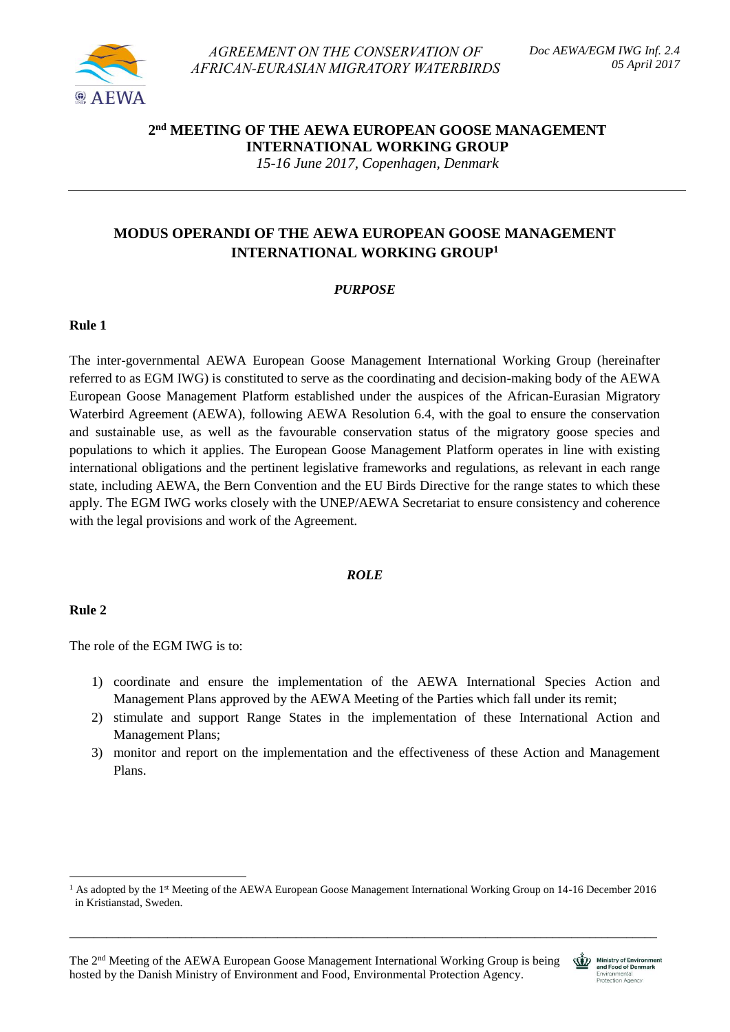AGREEMENT ON THE CONSERVATION OF AFRICAN-EURASIAN MIGRATORY WATERBIRDS

Doc AEWA/EGM IWG Inf. 2.4
05 April 2017

**2nd MEETING OF THE AEWA EUROPEAN GOOSE MANAGEMENT INTERNATIONAL WORKING GROUP**

*15-16 June 2017, Copenhagen, Denmark*

# MODUS OPERANDI OF THE AEWA EUROPEAN GOOSE MANAGEMENT INTERNATIONAL WORKING GROUP[1]

## *PURPOSE*

### Rule 1

The inter-governmental AEWA European Goose Management International Working Group (hereinafter referred to as EGM IWG) is constituted to serve as the coordinating and decision-making body of the AEWA European Goose Management Platform established under the auspices of the African-Eurasian Migratory Waterbird Agreement (AEWA), following AEWA Resolution 6.4, with the goal to ensure the conservation and sustainable use, as well as the favourable conservation status of the migratory goose species and populations to which it applies. The European Goose Management Platform operates in line with existing international obligations and the pertinent legislative frameworks and regulations, as relevant in each range state, including AEWA, the Bern Convention and the EU Birds Directive for the range states to which these apply. The EGM IWG works closely with the UNEP/AEWA Secretariat to ensure consistency and coherence with the legal provisions and work of the Agreement.

## *ROLE*

### Rule 2

The role of the EGM IWG is to:

1) coordinate and ensure the implementation of the AEWA International Species Action and Management Plans approved by the AEWA Meeting of the Parties which fall under its remit;
2) stimulate and support Range States in the implementation of these International Action and Management Plans;
3) monitor and report on the implementation and the effectiveness of these Action and Management Plans.

[1] As adopted by the 1st Meeting of the AEWA European Goose Management International Working Group on 14-16 December 2016 in Kristianstad, Sweden.

The 2nd Meeting of the AEWA European Goose Management International Working Group is being hosted by the Danish Ministry of Environment and Food, Environmental Protection Agency.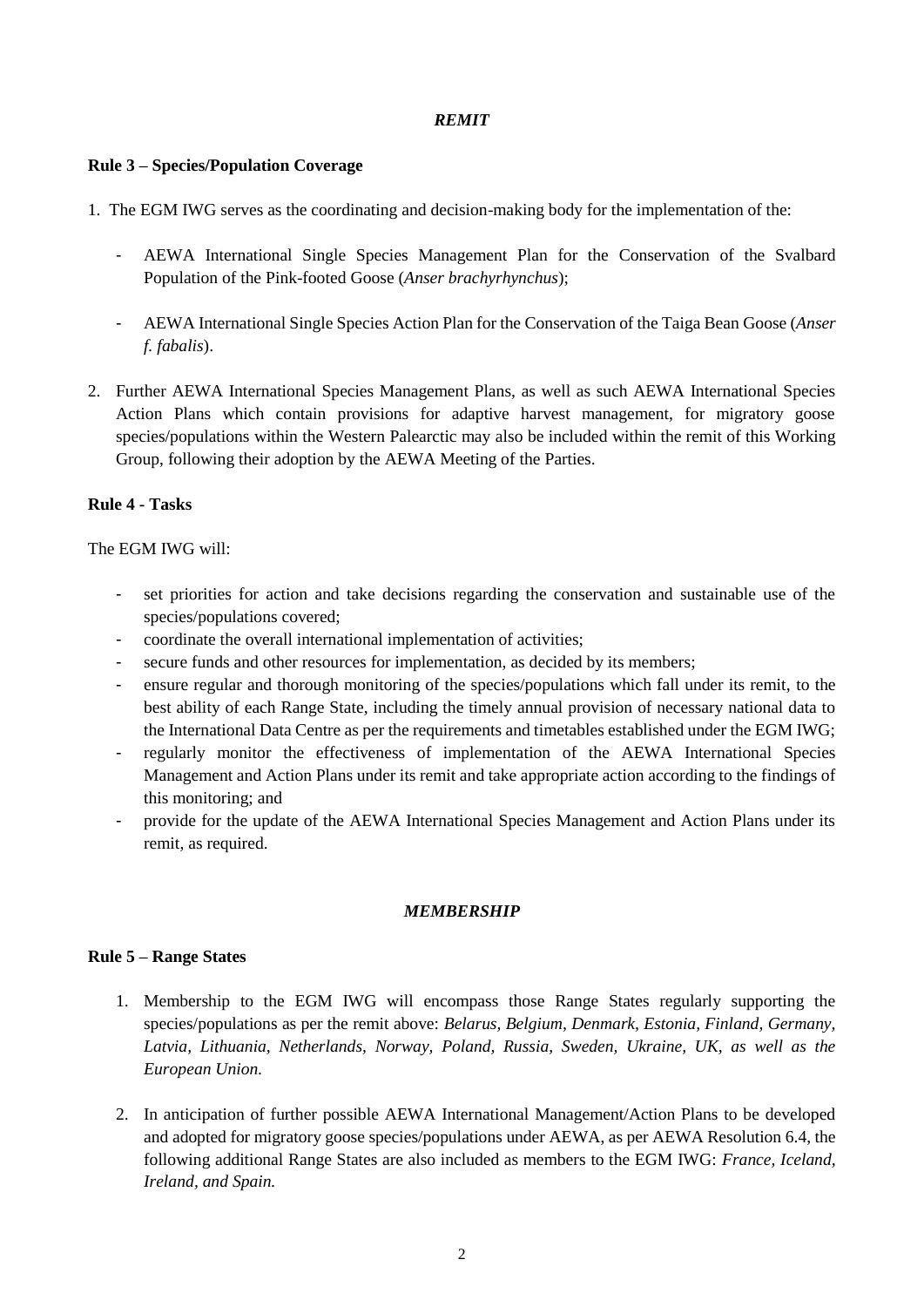## *REMIT*

### Rule 3 – Species/Population Coverage

1. The EGM IWG serves as the coordinating and decision-making body for the implementation of the:

   - AEWA International Single Species Management Plan for the Conservation of the Svalbard Population of the Pink-footed Goose (*Anser brachyrhynchus*);

   - AEWA International Single Species Action Plan for the Conservation of the Taiga Bean Goose (*Anser f. fabalis*).

2. Further AEWA International Species Management Plans, as well as such AEWA International Species Action Plans which contain provisions for adaptive harvest management, for migratory goose species/populations within the Western Palearctic may also be included within the remit of this Working Group, following their adoption by the AEWA Meeting of the Parties.

### Rule 4 - Tasks

The EGM IWG will:

- set priorities for action and take decisions regarding the conservation and sustainable use of the species/populations covered;
- coordinate the overall international implementation of activities;
- secure funds and other resources for implementation, as decided by its members;
- ensure regular and thorough monitoring of the species/populations which fall under its remit, to the best ability of each Range State, including the timely annual provision of necessary national data to the International Data Centre as per the requirements and timetables established under the EGM IWG;
- regularly monitor the effectiveness of implementation of the AEWA International Species Management and Action Plans under its remit and take appropriate action according to the findings of this monitoring; and
- provide for the update of the AEWA International Species Management and Action Plans under its remit, as required.

## *MEMBERSHIP*

### Rule 5 – Range States

1. Membership to the EGM IWG will encompass those Range States regularly supporting the species/populations as per the remit above: *Belarus, Belgium, Denmark, Estonia, Finland, Germany, Latvia, Lithuania, Netherlands, Norway, Poland, Russia, Sweden, Ukraine, UK, as well as the European Union.*

2. In anticipation of further possible AEWA International Management/Action Plans to be developed and adopted for migratory goose species/populations under AEWA, as per AEWA Resolution 6.4, the following additional Range States are also included as members to the EGM IWG: *France, Iceland, Ireland, and Spain.*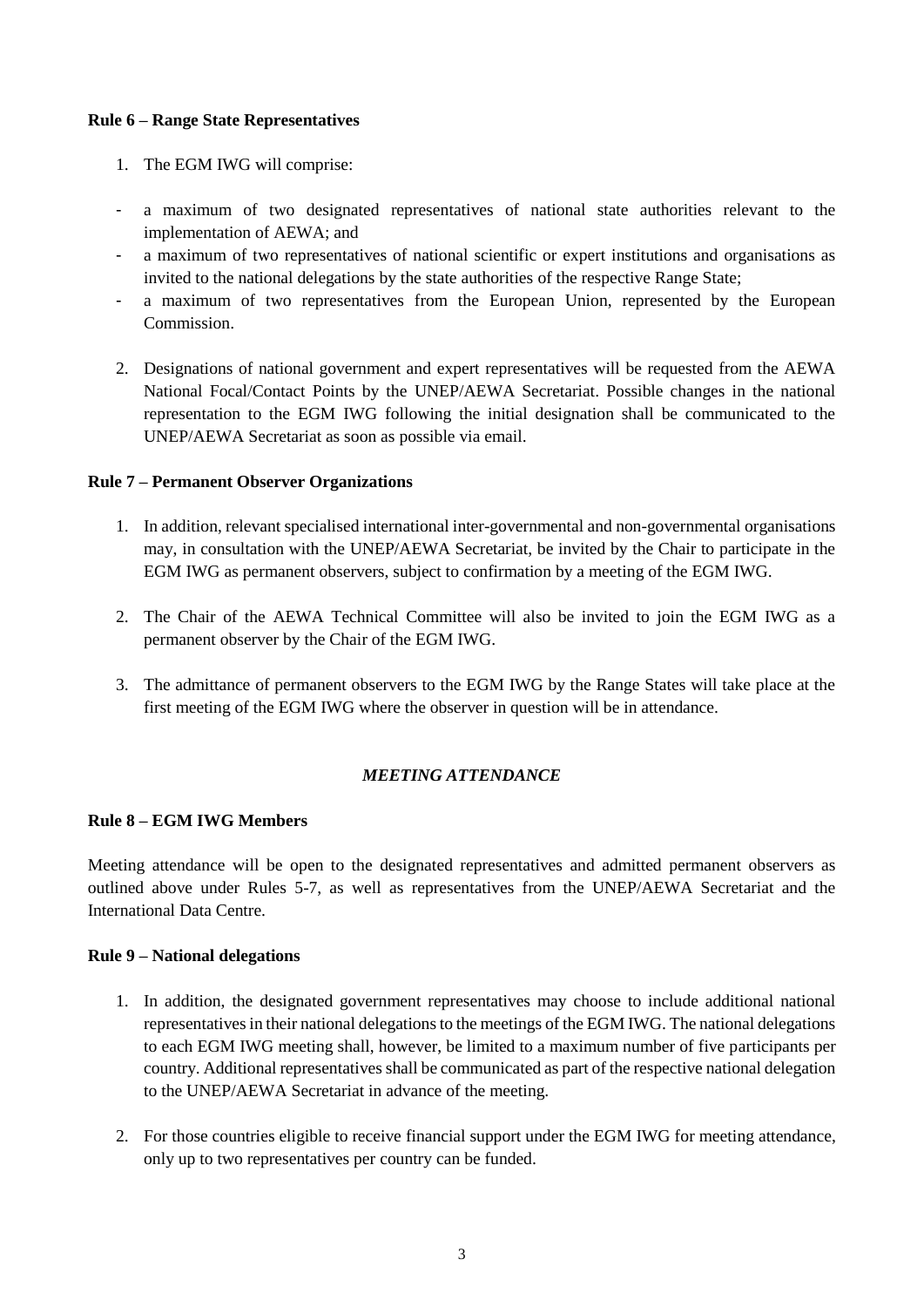**Rule 6 – Range State Representatives**

1. The EGM IWG will comprise:

- a maximum of two designated representatives of national state authorities relevant to the implementation of AEWA; and
- a maximum of two representatives of national scientific or expert institutions and organisations as invited to the national delegations by the state authorities of the respective Range State;
- a maximum of two representatives from the European Union, represented by the European Commission.

2. Designations of national government and expert representatives will be requested from the AEWA National Focal/Contact Points by the UNEP/AEWA Secretariat. Possible changes in the national representation to the EGM IWG following the initial designation shall be communicated to the UNEP/AEWA Secretariat as soon as possible via email.

**Rule 7 – Permanent Observer Organizations**

1. In addition, relevant specialised international inter-governmental and non-governmental organisations may, in consultation with the UNEP/AEWA Secretariat, be invited by the Chair to participate in the EGM IWG as permanent observers, subject to confirmation by a meeting of the EGM IWG.

2. The Chair of the AEWA Technical Committee will also be invited to join the EGM IWG as a permanent observer by the Chair of the EGM IWG.

3. The admittance of permanent observers to the EGM IWG by the Range States will take place at the first meeting of the EGM IWG where the observer in question will be in attendance.

## *MEETING ATTENDANCE*

**Rule 8 – EGM IWG Members**

Meeting attendance will be open to the designated representatives and admitted permanent observers as outlined above under Rules 5-7, as well as representatives from the UNEP/AEWA Secretariat and the International Data Centre.

**Rule 9 – National delegations**

1. In addition, the designated government representatives may choose to include additional national representatives in their national delegations to the meetings of the EGM IWG. The national delegations to each EGM IWG meeting shall, however, be limited to a maximum number of five participants per country. Additional representatives shall be communicated as part of the respective national delegation to the UNEP/AEWA Secretariat in advance of the meeting.

2. For those countries eligible to receive financial support under the EGM IWG for meeting attendance, only up to two representatives per country can be funded.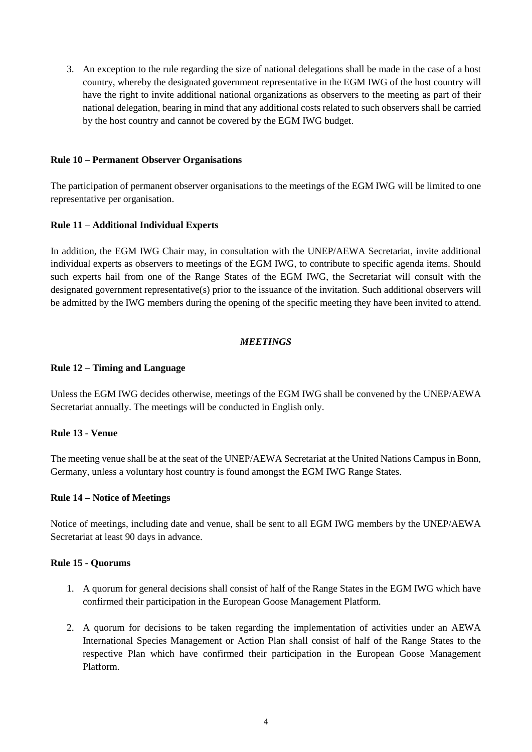3. An exception to the rule regarding the size of national delegations shall be made in the case of a host country, whereby the designated government representative in the EGM IWG of the host country will have the right to invite additional national organizations as observers to the meeting as part of their national delegation, bearing in mind that any additional costs related to such observers shall be carried by the host country and cannot be covered by the EGM IWG budget.

**Rule 10 – Permanent Observer Organisations**

The participation of permanent observer organisations to the meetings of the EGM IWG will be limited to one representative per organisation.

**Rule 11 – Additional Individual Experts**

In addition, the EGM IWG Chair may, in consultation with the UNEP/AEWA Secretariat, invite additional individual experts as observers to meetings of the EGM IWG, to contribute to specific agenda items. Should such experts hail from one of the Range States of the EGM IWG, the Secretariat will consult with the designated government representative(s) prior to the issuance of the invitation. Such additional observers will be admitted by the IWG members during the opening of the specific meeting they have been invited to attend.

***MEETINGS***

**Rule 12 – Timing and Language**

Unless the EGM IWG decides otherwise, meetings of the EGM IWG shall be convened by the UNEP/AEWA Secretariat annually. The meetings will be conducted in English only.

**Rule 13 - Venue**

The meeting venue shall be at the seat of the UNEP/AEWA Secretariat at the United Nations Campus in Bonn, Germany, unless a voluntary host country is found amongst the EGM IWG Range States.

**Rule 14 – Notice of Meetings**

Notice of meetings, including date and venue, shall be sent to all EGM IWG members by the UNEP/AEWA Secretariat at least 90 days in advance.

**Rule 15 - Quorums**

1. A quorum for general decisions shall consist of half of the Range States in the EGM IWG which have confirmed their participation in the European Goose Management Platform.

2. A quorum for decisions to be taken regarding the implementation of activities under an AEWA International Species Management or Action Plan shall consist of half of the Range States to the respective Plan which have confirmed their participation in the European Goose Management Platform.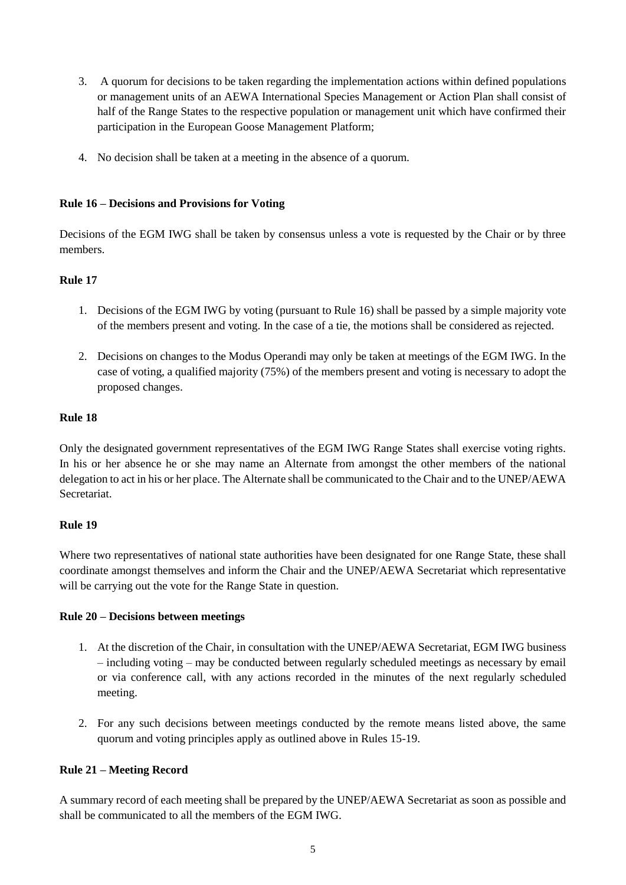3. A quorum for decisions to be taken regarding the implementation actions within defined populations or management units of an AEWA International Species Management or Action Plan shall consist of half of the Range States to the respective population or management unit which have confirmed their participation in the European Goose Management Platform;
4. No decision shall be taken at a meeting in the absence of a quorum.

**Rule 16 – Decisions and Provisions for Voting**

Decisions of the EGM IWG shall be taken by consensus unless a vote is requested by the Chair or by three members.

**Rule 17**

1. Decisions of the EGM IWG by voting (pursuant to Rule 16) shall be passed by a simple majority vote of the members present and voting. In the case of a tie, the motions shall be considered as rejected.
2. Decisions on changes to the Modus Operandi may only be taken at meetings of the EGM IWG. In the case of voting, a qualified majority (75%) of the members present and voting is necessary to adopt the proposed changes.

**Rule 18**

Only the designated government representatives of the EGM IWG Range States shall exercise voting rights. In his or her absence he or she may name an Alternate from amongst the other members of the national delegation to act in his or her place. The Alternate shall be communicated to the Chair and to the UNEP/AEWA Secretariat.

**Rule 19**

Where two representatives of national state authorities have been designated for one Range State, these shall coordinate amongst themselves and inform the Chair and the UNEP/AEWA Secretariat which representative will be carrying out the vote for the Range State in question.

**Rule 20 – Decisions between meetings**

1. At the discretion of the Chair, in consultation with the UNEP/AEWA Secretariat, EGM IWG business – including voting – may be conducted between regularly scheduled meetings as necessary by email or via conference call, with any actions recorded in the minutes of the next regularly scheduled meeting.
2. For any such decisions between meetings conducted by the remote means listed above, the same quorum and voting principles apply as outlined above in Rules 15-19.

**Rule 21 – Meeting Record**

A summary record of each meeting shall be prepared by the UNEP/AEWA Secretariat as soon as possible and shall be communicated to all the members of the EGM IWG.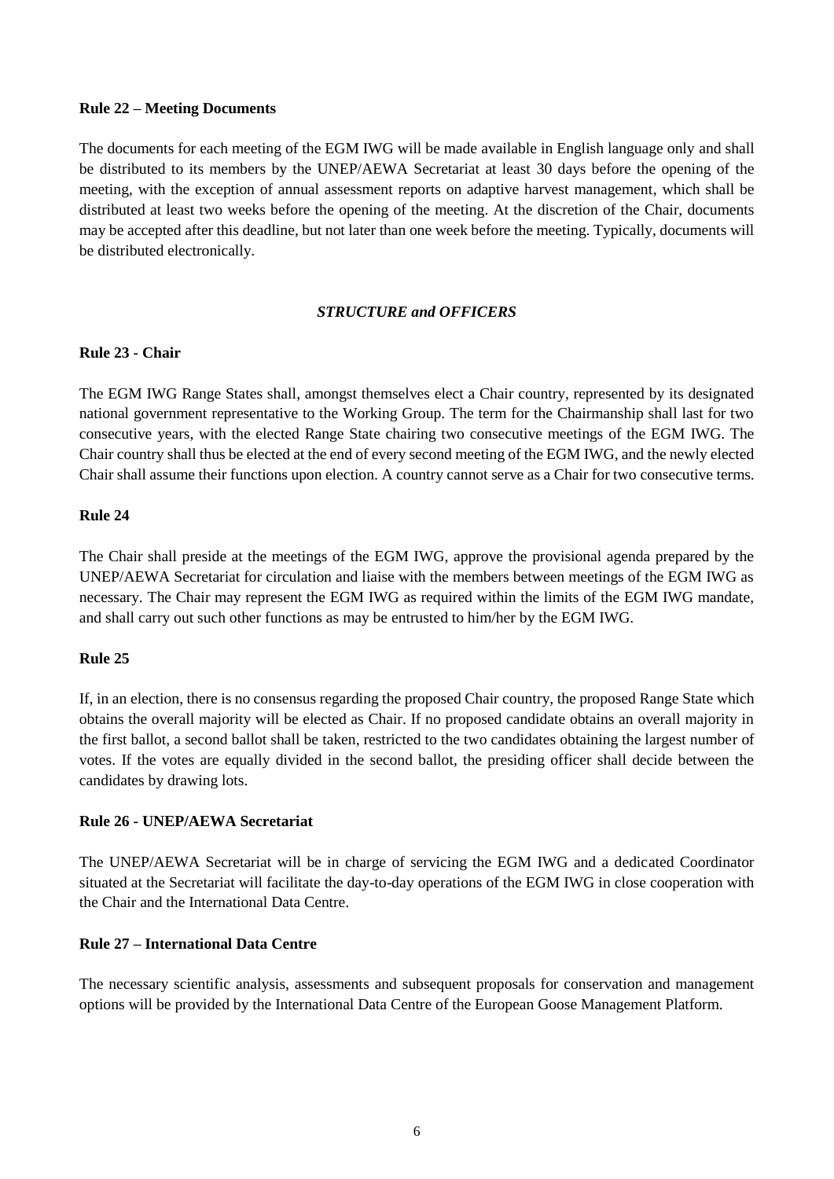**Rule 22 – Meeting Documents**

The documents for each meeting of the EGM IWG will be made available in English language only and shall be distributed to its members by the UNEP/AEWA Secretariat at least 30 days before the opening of the meeting, with the exception of annual assessment reports on adaptive harvest management, which shall be distributed at least two weeks before the opening of the meeting. At the discretion of the Chair, documents may be accepted after this deadline, but not later than one week before the meeting. Typically, documents will be distributed electronically.

***STRUCTURE and OFFICERS***

**Rule 23 - Chair**

The EGM IWG Range States shall, amongst themselves elect a Chair country, represented by its designated national government representative to the Working Group. The term for the Chairmanship shall last for two consecutive years, with the elected Range State chairing two consecutive meetings of the EGM IWG. The Chair country shall thus be elected at the end of every second meeting of the EGM IWG, and the newly elected Chair shall assume their functions upon election. A country cannot serve as a Chair for two consecutive terms.

**Rule 24**

The Chair shall preside at the meetings of the EGM IWG, approve the provisional agenda prepared by the UNEP/AEWA Secretariat for circulation and liaise with the members between meetings of the EGM IWG as necessary. The Chair may represent the EGM IWG as required within the limits of the EGM IWG mandate, and shall carry out such other functions as may be entrusted to him/her by the EGM IWG.

**Rule 25**

If, in an election, there is no consensus regarding the proposed Chair country, the proposed Range State which obtains the overall majority will be elected as Chair. If no proposed candidate obtains an overall majority in the first ballot, a second ballot shall be taken, restricted to the two candidates obtaining the largest number of votes. If the votes are equally divided in the second ballot, the presiding officer shall decide between the candidates by drawing lots.

**Rule 26 - UNEP/AEWA Secretariat**

The UNEP/AEWA Secretariat will be in charge of servicing the EGM IWG and a dedicated Coordinator situated at the Secretariat will facilitate the day-to-day operations of the EGM IWG in close cooperation with the Chair and the International Data Centre.

**Rule 27 – International Data Centre**

The necessary scientific analysis, assessments and subsequent proposals for conservation and management options will be provided by the International Data Centre of the European Goose Management Platform.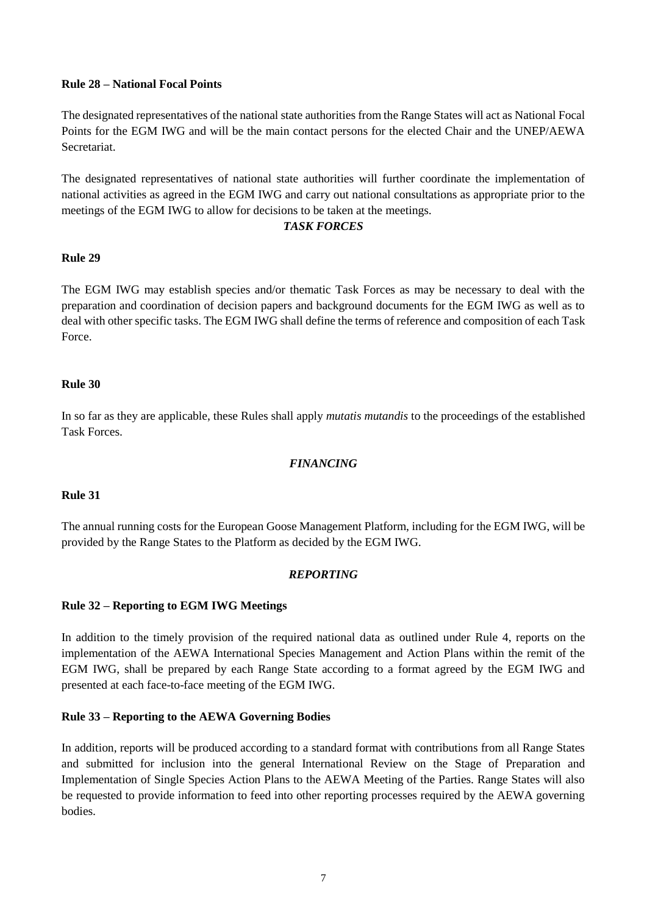**Rule 28 – National Focal Points**

The designated representatives of the national state authorities from the Range States will act as National Focal Points for the EGM IWG and will be the main contact persons for the elected Chair and the UNEP/AEWA Secretariat.

The designated representatives of national state authorities will further coordinate the implementation of national activities as agreed in the EGM IWG and carry out national consultations as appropriate prior to the meetings of the EGM IWG to allow for decisions to be taken at the meetings.

***TASK FORCES***

**Rule 29**

The EGM IWG may establish species and/or thematic Task Forces as may be necessary to deal with the preparation and coordination of decision papers and background documents for the EGM IWG as well as to deal with other specific tasks. The EGM IWG shall define the terms of reference and composition of each Task Force.

**Rule 30**

In so far as they are applicable, these Rules shall apply *mutatis mutandis* to the proceedings of the established Task Forces.

***FINANCING***

**Rule 31**

The annual running costs for the European Goose Management Platform, including for the EGM IWG, will be provided by the Range States to the Platform as decided by the EGM IWG.

***REPORTING***

**Rule 32 – Reporting to EGM IWG Meetings**

In addition to the timely provision of the required national data as outlined under Rule 4, reports on the implementation of the AEWA International Species Management and Action Plans within the remit of the EGM IWG, shall be prepared by each Range State according to a format agreed by the EGM IWG and presented at each face-to-face meeting of the EGM IWG.

**Rule 33 – Reporting to the AEWA Governing Bodies**

In addition, reports will be produced according to a standard format with contributions from all Range States and submitted for inclusion into the general International Review on the Stage of Preparation and Implementation of Single Species Action Plans to the AEWA Meeting of the Parties. Range States will also be requested to provide information to feed into other reporting processes required by the AEWA governing bodies.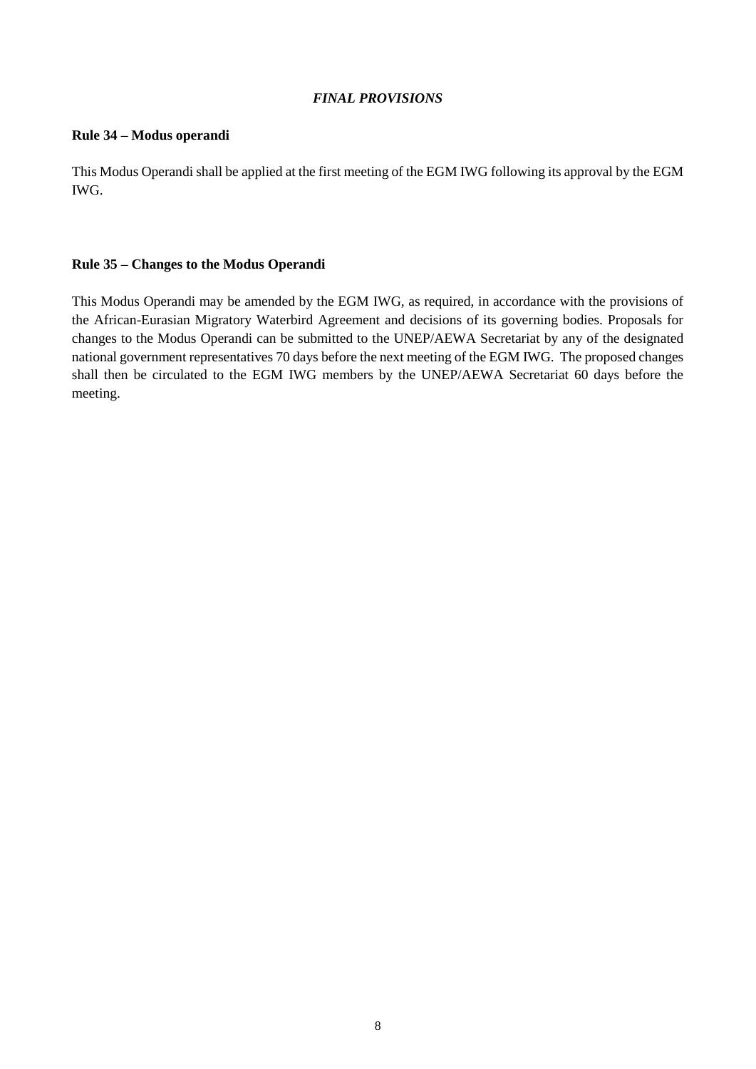*FINAL PROVISIONS*

**Rule 34 – Modus operandi**

This Modus Operandi shall be applied at the first meeting of the EGM IWG following its approval by the EGM IWG.

**Rule 35 – Changes to the Modus Operandi**

This Modus Operandi may be amended by the EGM IWG, as required, in accordance with the provisions of the African-Eurasian Migratory Waterbird Agreement and decisions of its governing bodies. Proposals for changes to the Modus Operandi can be submitted to the UNEP/AEWA Secretariat by any of the designated national government representatives 70 days before the next meeting of the EGM IWG. The proposed changes shall then be circulated to the EGM IWG members by the UNEP/AEWA Secretariat 60 days before the meeting.